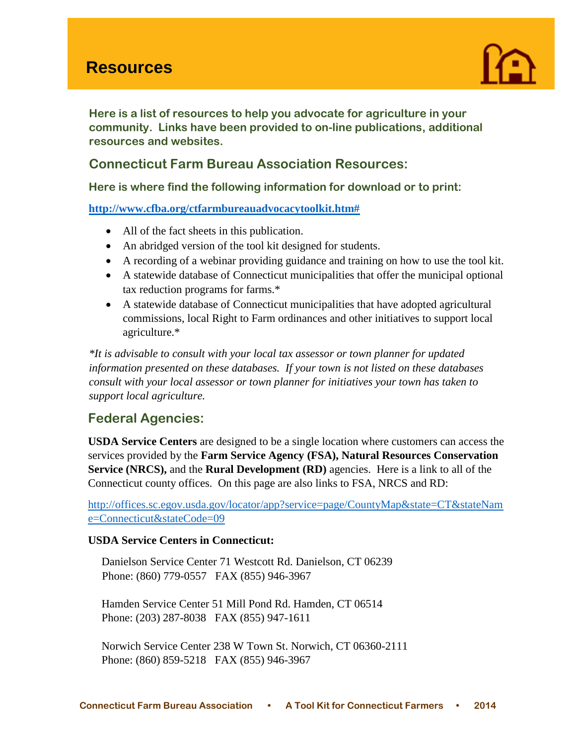# Resources

**Here is a list of resources to help you advocate for agriculture in your community. Links have been provided to on-line publications, additional resources and websites.**

## Connecticut Farm Bureau Association Resources:

**Here is where find the following information for download or to print:**

**http://www.cfba.org/ctfarmbureauadvocacytoolkit.htm#**

- All of the fact sheets in this publication.
- An abridged version of the tool kit designed for students.
- A recording of a webinar providing guidance and training on how to use the tool kit.
- A statewide database of Connecticut municipalities that offer the municipal optional tax reduction programs for farms.*
- A statewide database of Connecticut municipalities that have adopted agricultural commissions, local Right to Farm ordinances and other initiatives to support local agriculture.*

*\*It is advisable to consult with your local tax assessor or town planner for updated information presented on these databases. If your town is not listed on these databases consult with your local assessor or town planner for initiatives your town has taken to support local agriculture.*

## Federal Agencies:

**USDA Service Centers** are designed to be a single location where customers can access the services provided by the **Farm Service Agency (FSA), Natural Resources Conservation Service (NRCS),** and the **Rural Development (RD)** agencies. Here is a link to all of the Connecticut county offices. On this page are also links to FSA, NRCS and RD:

http://offices.sc.egov.usda.gov/locator/app?service=page/CountyMap&state=CT&stateName=Connecticut&stateCode=09

**USDA Service Centers in Connecticut:**

Danielson Service Center 71 Westcott Rd. Danielson, CT 06239
Phone: (860) 779-0557 FAX (855) 946-3967

Hamden Service Center 51 Mill Pond Rd. Hamden, CT 06514
Phone: (203) 287-8038 FAX (855) 947-1611

Norwich Service Center 238 W Town St. Norwich, CT 06360-2111
Phone: (860) 859-5218 FAX (855) 946-3967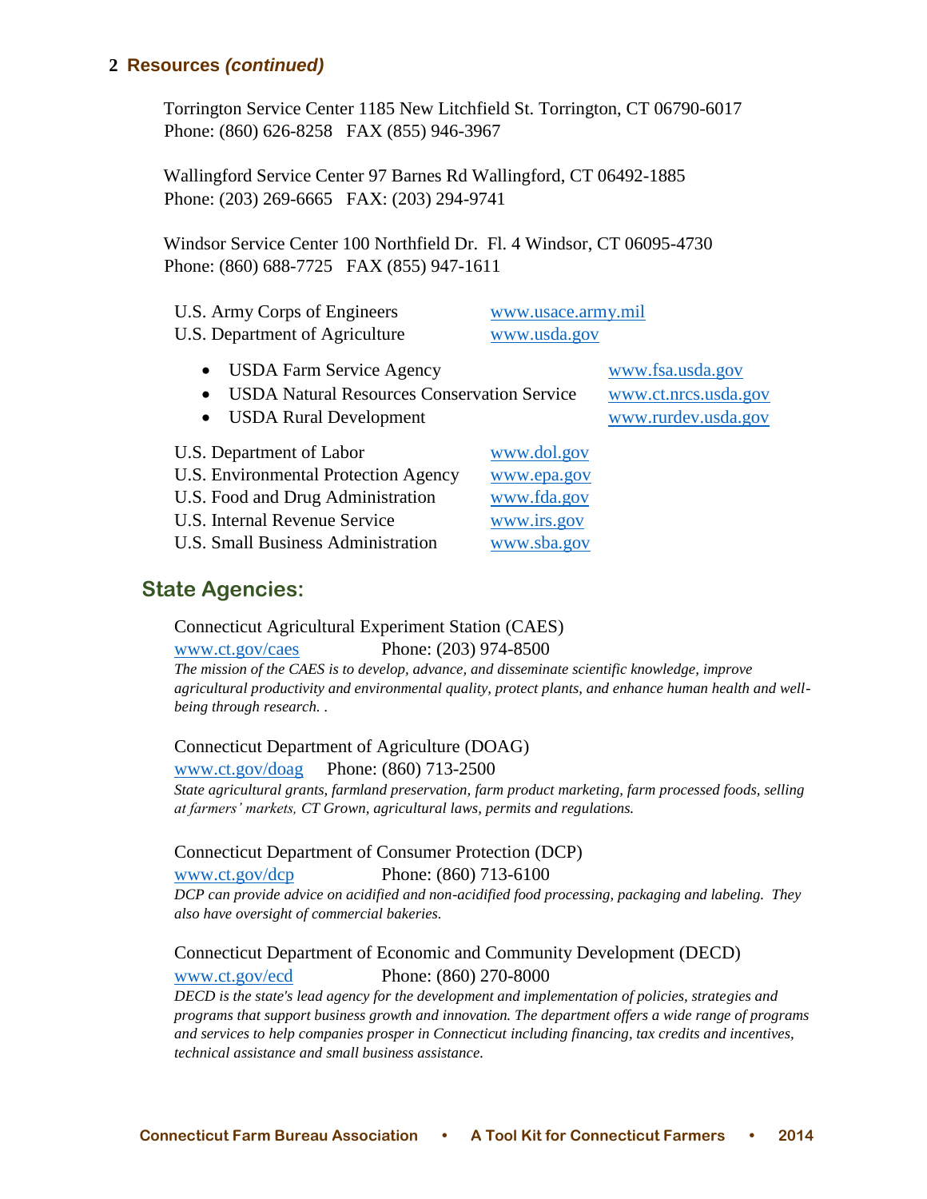## 2 Resources *(continued)*

Torrington Service Center 1185 New Litchfield St. Torrington, CT 06790-6017
Phone: (860) 626-8258 FAX (855) 946-3967

Wallingford Service Center 97 Barnes Rd Wallingford, CT 06492-1885
Phone: (203) 269-6665 FAX: (203) 294-9741

Windsor Service Center 100 Northfield Dr. Fl. 4 Windsor, CT 06095-4730
Phone: (860) 688-7725 FAX (855) 947-1611

U.S. Army Corps of Engineers www.usace.army.mil
U.S. Department of Agriculture www.usda.gov

- USDA Farm Service Agency www.fsa.usda.gov
- USDA Natural Resources Conservation Service www.ct.nrcs.usda.gov
- USDA Rural Development www.rurdev.usda.gov

U.S. Department of Labor www.dol.gov
U.S. Environmental Protection Agency www.epa.gov
U.S. Food and Drug Administration www.fda.gov
U.S. Internal Revenue Service www.irs.gov
U.S. Small Business Administration www.sba.gov

## State Agencies:

Connecticut Agricultural Experiment Station (CAES)
www.ct.gov/caes Phone: (203) 974-8500
*The mission of the CAES is to develop, advance, and disseminate scientific knowledge, improve agricultural productivity and environmental quality, protect plants, and enhance human health and well-being through research. .*

Connecticut Department of Agriculture (DOAG)
www.ct.gov/doag Phone: (860) 713-2500
*State agricultural grants, farmland preservation, farm product marketing, farm processed foods, selling at farmers' markets, CT Grown, agricultural laws, permits and regulations.*

Connecticut Department of Consumer Protection (DCP)
www.ct.gov/dcp Phone: (860) 713-6100
*DCP can provide advice on acidified and non-acidified food processing, packaging and labeling. They also have oversight of commercial bakeries.*

Connecticut Department of Economic and Community Development (DECD)
www.ct.gov/ecd Phone: (860) 270-8000
*DECD is the state's lead agency for the development and implementation of policies, strategies and programs that support business growth and innovation. The department offers a wide range of programs and services to help companies prosper in Connecticut including financing, tax credits and incentives, technical assistance and small business assistance.*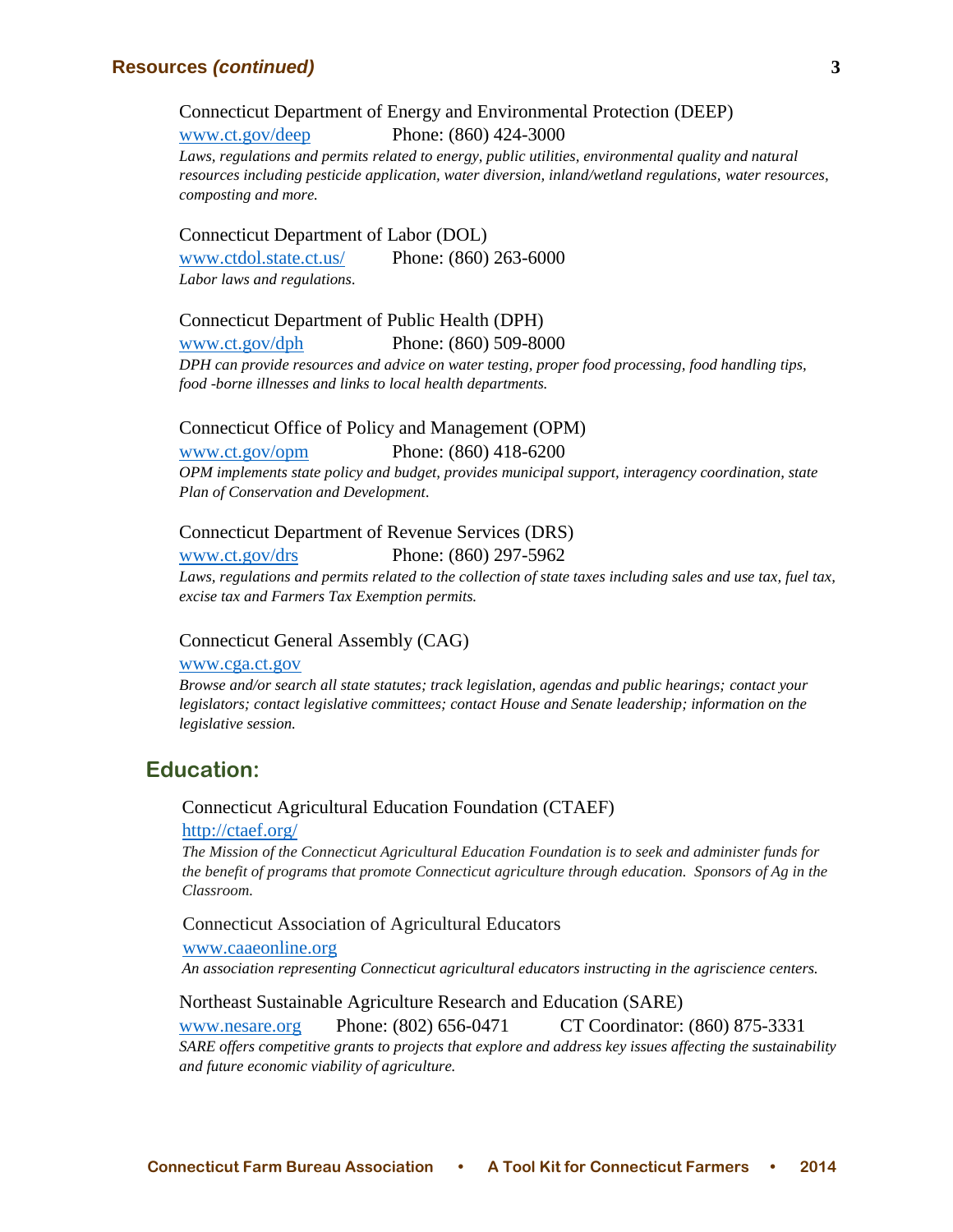## Resources *(continued)*

Connecticut Department of Energy and Environmental Protection (DEEP)
[www.ct.gov/deep](http://www.ct.gov/deep) Phone: (860) 424-3000
*Laws, regulations and permits related to energy, public utilities, environmental quality and natural resources including pesticide application, water diversion, inland/wetland regulations, water resources, composting and more.*

Connecticut Department of Labor (DOL)
[www.ctdol.state.ct.us/](http://www.ctdol.state.ct.us/) Phone: (860) 263-6000
*Labor laws and regulations.*

Connecticut Department of Public Health (DPH)
[www.ct.gov/dph](http://www.ct.gov/dph) Phone: (860) 509-8000
*DPH can provide resources and advice on water testing, proper food processing, food handling tips, food -borne illnesses and links to local health departments.*

Connecticut Office of Policy and Management (OPM)
[www.ct.gov/opm](http://www.ct.gov/opm) Phone: (860) 418-6200
*OPM implements state policy and budget, provides municipal support, interagency coordination, state Plan of Conservation and Development.*

Connecticut Department of Revenue Services (DRS)
[www.ct.gov/drs](http://www.ct.gov/drs) Phone: (860) 297-5962
*Laws, regulations and permits related to the collection of state taxes including sales and use tax, fuel tax, excise tax and Farmers Tax Exemption permits.*

Connecticut General Assembly (CAG)
[www.cga.ct.gov](http://www.cga.ct.gov)
*Browse and/or search all state statutes; track legislation, agendas and public hearings; contact your legislators; contact legislative committees; contact House and Senate leadership; information on the legislative session.*

## Education:

Connecticut Agricultural Education Foundation (CTAEF)
[http://ctaef.org/](http://ctaef.org/)
*The Mission of the Connecticut Agricultural Education Foundation is to seek and administer funds for the benefit of programs that promote Connecticut agriculture through education. Sponsors of Ag in the Classroom.*

Connecticut Association of Agricultural Educators
[www.caaeonline.org](http://www.caaeonline.org)
*An association representing Connecticut agricultural educators instructing in the agriscience centers.*

Northeast Sustainable Agriculture Research and Education (SARE)
[www.nesare.org](http://www.nesare.org) Phone: (802) 656-0471 CT Coordinator: (860) 875-3331
*SARE offers competitive grants to projects that explore and address key issues affecting the sustainability and future economic viability of agriculture.*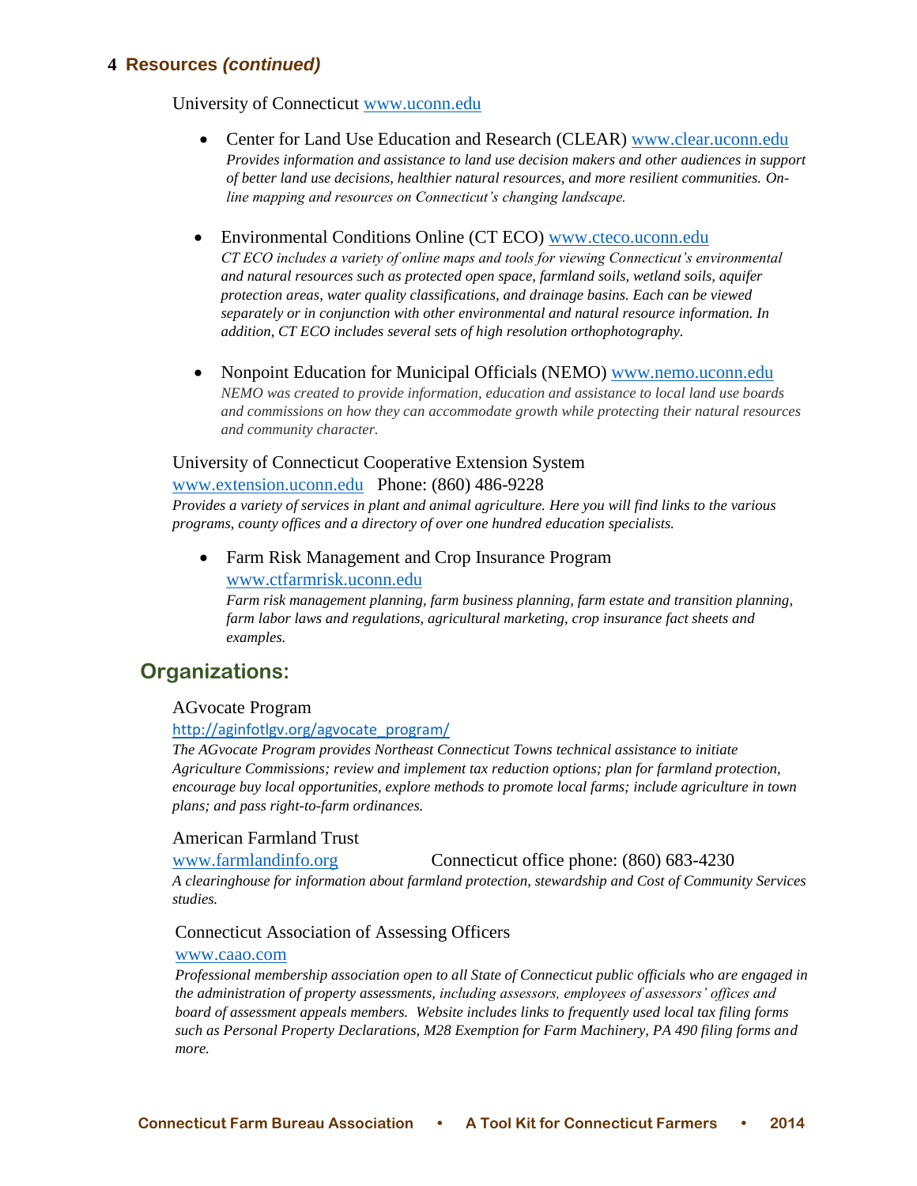## 4 Resources *(continued)*

University of Connecticut www.uconn.edu

- Center for Land Use Education and Research (CLEAR) www.clear.uconn.edu
  *Provides information and assistance to land use decision makers and other audiences in support of better land use decisions, healthier natural resources, and more resilient communities. On-line mapping and resources on Connecticut's changing landscape.*

- Environmental Conditions Online (CT ECO) www.cteco.uconn.edu
  *CT ECO includes a variety of online maps and tools for viewing Connecticut's environmental and natural resources such as protected open space, farmland soils, wetland soils, aquifer protection areas, water quality classifications, and drainage basins. Each can be viewed separately or in conjunction with other environmental and natural resource information. In addition, CT ECO includes several sets of high resolution orthophotography.*

- Nonpoint Education for Municipal Officials (NEMO) www.nemo.uconn.edu
  *NEMO was created to provide information, education and assistance to local land use boards and commissions on how they can accommodate growth while protecting their natural resources and community character.*

University of Connecticut Cooperative Extension System
www.extension.uconn.edu Phone: (860) 486-9228
*Provides a variety of services in plant and animal agriculture. Here you will find links to the various programs, county offices and a directory of over one hundred education specialists.*

- Farm Risk Management and Crop Insurance Program
  www.ctfarmrisk.uconn.edu
  *Farm risk management planning, farm business planning, farm estate and transition planning, farm labor laws and regulations, agricultural marketing, crop insurance fact sheets and examples.*

## Organizations:

AGvocate Program
http://aginfotlgv.org/agvocate_program/
*The AGvocate Program provides Northeast Connecticut Towns technical assistance to initiate Agriculture Commissions; review and implement tax reduction options; plan for farmland protection, encourage buy local opportunities, explore methods to promote local farms; include agriculture in town plans; and pass right-to-farm ordinances.*

American Farmland Trust
www.farmlandinfo.org Connecticut office phone: (860) 683-4230
*A clearinghouse for information about farmland protection, stewardship and Cost of Community Services studies.*

Connecticut Association of Assessing Officers
www.caao.com
*Professional membership association open to all State of Connecticut public officials who are engaged in the administration of property assessments, including assessors, employees of assessors' offices and board of assessment appeals members. Website includes links to frequently used local tax filing forms such as Personal Property Declarations, M28 Exemption for Farm Machinery, PA 490 filing forms and more.*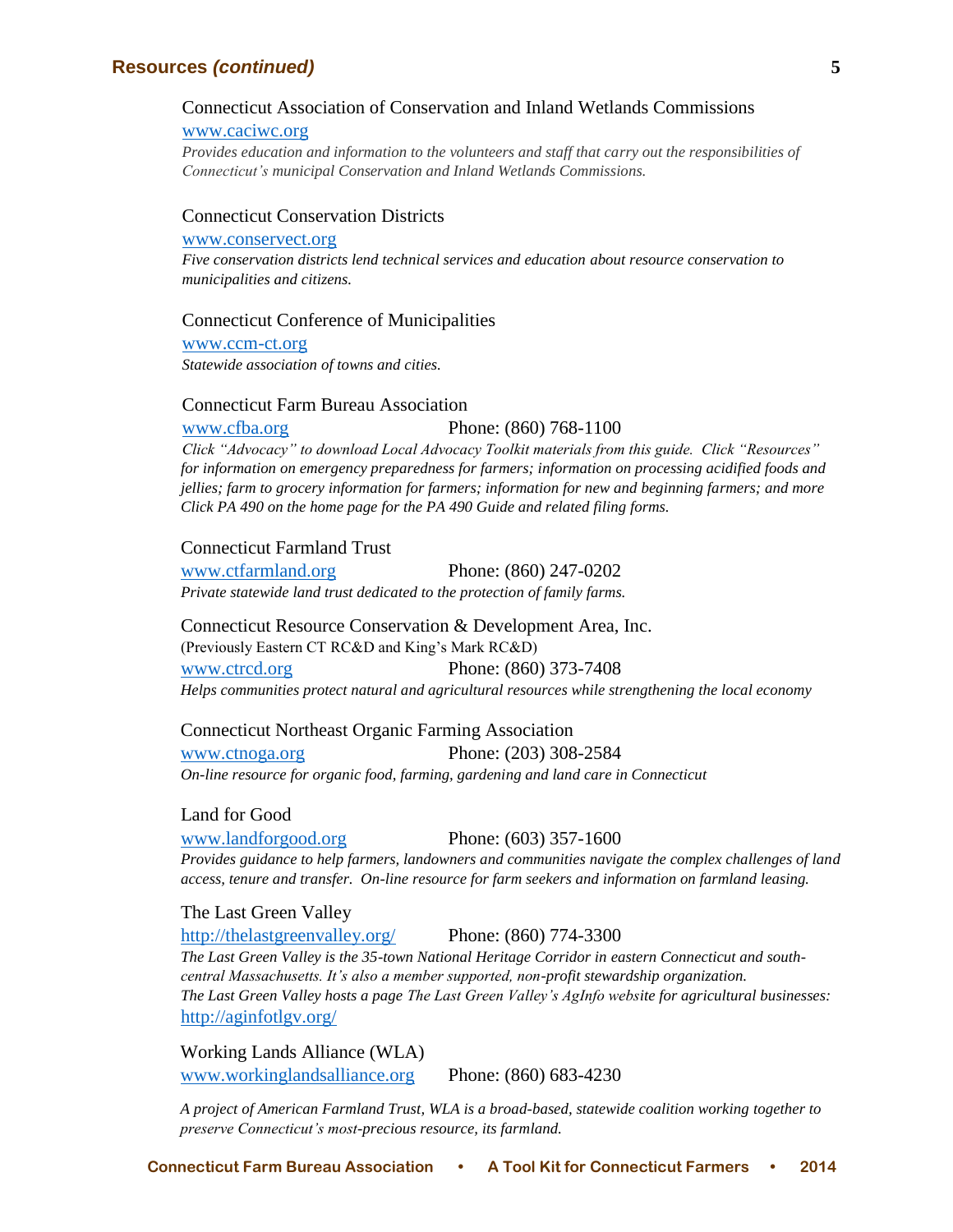## Resources *(continued)*

Connecticut Association of Conservation and Inland Wetlands Commissions
www.caciwc.org
*Provides education and information to the volunteers and staff that carry out the responsibilities of Connecticut's municipal Conservation and Inland Wetlands Commissions.*

Connecticut Conservation Districts
www.conservect.org
*Five conservation districts lend technical services and education about resource conservation to municipalities and citizens.*

Connecticut Conference of Municipalities
www.ccm-ct.org
*Statewide association of towns and cities.*

Connecticut Farm Bureau Association
www.cfba.org Phone: (860) 768-1100
*Click "Advocacy" to download Local Advocacy Toolkit materials from this guide. Click "Resources" for information on emergency preparedness for farmers; information on processing acidified foods and jellies; farm to grocery information for farmers; information for new and beginning farmers; and more Click PA 490 on the home page for the PA 490 Guide and related filing forms.*

Connecticut Farmland Trust
www.ctfarmland.org Phone: (860) 247-0202
*Private statewide land trust dedicated to the protection of family farms.*

Connecticut Resource Conservation & Development Area, Inc.
(Previously Eastern CT RC&D and King's Mark RC&D)
www.ctrcd.org Phone: (860) 373-7408
*Helps communities protect natural and agricultural resources while strengthening the local economy*

Connecticut Northeast Organic Farming Association
www.ctnoga.org Phone: (203) 308-2584
*On-line resource for organic food, farming, gardening and land care in Connecticut*

Land for Good
www.landforgood.org Phone: (603) 357-1600
*Provides guidance to help farmers, landowners and communities navigate the complex challenges of land access, tenure and transfer. On-line resource for farm seekers and information on farmland leasing.*

The Last Green Valley
http://thelastgreenvalley.org/ Phone: (860) 774-3300
*The Last Green Valley is the 35-town National Heritage Corridor in eastern Connecticut and south-central Massachusetts. It's also a member supported, non-profit stewardship organization.*
*The Last Green Valley hosts a page The Last Green Valley's AgInfo website for agricultural businesses:*
http://aginfotlgv.org/

Working Lands Alliance (WLA)
www.workinglandsalliance.org Phone: (860) 683-4230

*A project of American Farmland Trust, WLA is a broad-based, statewide coalition working together to preserve Connecticut's most-precious resource, its farmland.*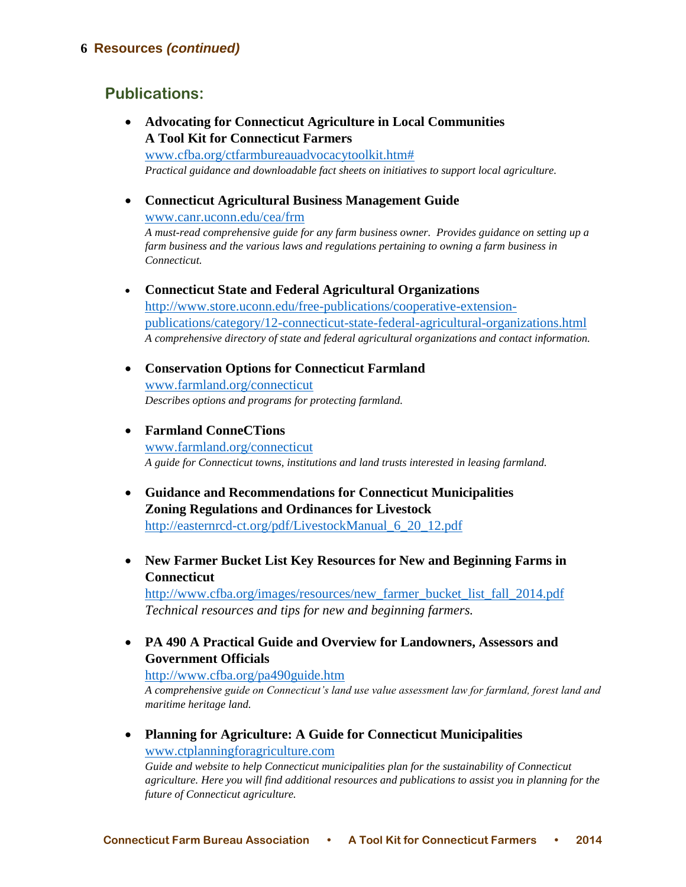## 6 Resources *(continued)*

### Publications:

- **Advocating for Connecticut Agriculture in Local Communities**
  **A Tool Kit for Connecticut Farmers**
  www.cfba.org/ctfarmbureauadvocacytoolkit.htm#
  *Practical guidance and downloadable fact sheets on initiatives to support local agriculture.*

- **Connecticut Agricultural Business Management Guide**
  www.canr.uconn.edu/cea/frm
  *A must-read comprehensive guide for any farm business owner. Provides guidance on setting up a farm business and the various laws and regulations pertaining to owning a farm business in Connecticut.*

- **Connecticut State and Federal Agricultural Organizations**
  http://www.store.uconn.edu/free-publications/cooperative-extension-publications/category/12-connecticut-state-federal-agricultural-organizations.html
  *A comprehensive directory of state and federal agricultural organizations and contact information.*

- **Conservation Options for Connecticut Farmland**
  www.farmland.org/connecticut
  *Describes options and programs for protecting farmland.*

- **Farmland ConneCTions**
  www.farmland.org/connecticut
  *A guide for Connecticut towns, institutions and land trusts interested in leasing farmland.*

- **Guidance and Recommendations for Connecticut Municipalities**
  **Zoning Regulations and Ordinances for Livestock**
  http://easternrcd-ct.org/pdf/LivestockManual_6_20_12.pdf

- **New Farmer Bucket List Key Resources for New and Beginning Farms in Connecticut**
  http://www.cfba.org/images/resources/new_farmer_bucket_list_fall_2014.pdf
  *Technical resources and tips for new and beginning farmers.*

- **PA 490 A Practical Guide and Overview for Landowners, Assessors and Government Officials**
  http://www.cfba.org/pa490guide.htm
  *A comprehensive guide on Connecticut's land use value assessment law for farmland, forest land and maritime heritage land.*

- **Planning for Agriculture: A Guide for Connecticut Municipalities**
  www.ctplanningforagriculture.com
  *Guide and website to help Connecticut municipalities plan for the sustainability of Connecticut agriculture. Here you will find additional resources and publications to assist you in planning for the future of Connecticut agriculture.*